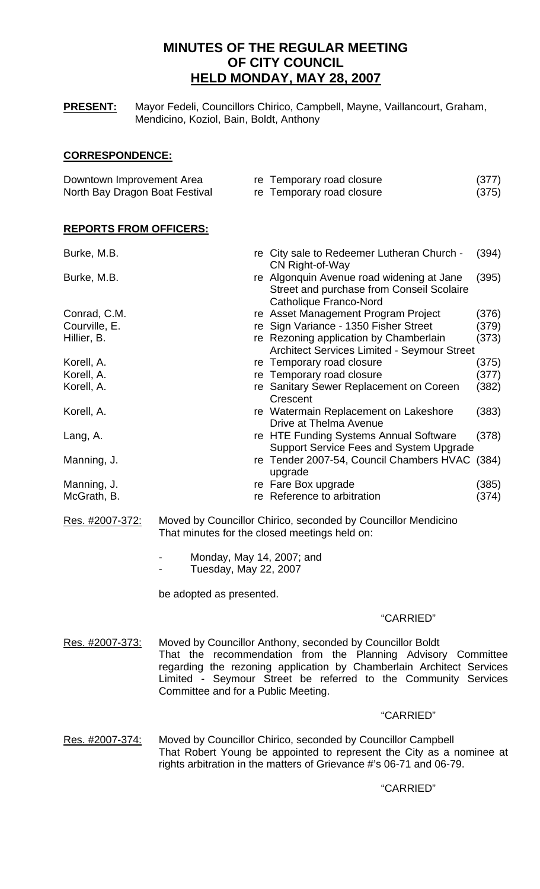# MINUTES OF THE REGULAR MEETING OF CITY COUNCIL HELD MONDAY, MAY 28, 2007

**PRESENT:** Mayor Fedeli, Councillors Chirico, Campbell, Mayne, Vaillancourt, Graham, Mendicino, Koziol, Bain, Boldt, Anthony

## CORRESPONDENCE:

| | | |
|---|---|---|
| Downtown Improvement Area | re Temporary road closure | (377) |
| North Bay Dragon Boat Festival | re Temporary road closure | (375) |

## REPORTS FROM OFFICERS:

| | | |
|---|---|---|
| Burke, M.B. | re City sale to Redeemer Lutheran Church - CN Right-of-Way | (394) |
| Burke, M.B. | re Algonquin Avenue road widening at Jane Street and purchase from Conseil Scolaire Catholique Franco-Nord | (395) |
| Conrad, C.M. | re Asset Management Program Project | (376) |
| Courville, E. | re Sign Variance - 1350 Fisher Street | (379) |
| Hillier, B. | re Rezoning application by Chamberlain Architect Services Limited - Seymour Street | (373) |
| Korell, A. | re Temporary road closure | (375) |
| Korell, A. | re Temporary road closure | (377) |
| Korell, A. | re Sanitary Sewer Replacement on Coreen Crescent | (382) |
| Korell, A. | re Watermain Replacement on Lakeshore Drive at Thelma Avenue | (383) |
| Lang, A. | re HTE Funding Systems Annual Software Support Service Fees and System Upgrade | (378) |
| Manning, J. | re Tender 2007-54, Council Chambers HVAC upgrade | (384) |
| Manning, J. | re Fare Box upgrade | (385) |
| McGrath, B. | re Reference to arbitration | (374) |

Res. #2007-372: Moved by Councillor Chirico, seconded by Councillor Mendicino
That minutes for the closed meetings held on:

- Monday, May 14, 2007; and
- Tuesday, May 22, 2007

be adopted as presented.

"CARRIED"

Res. #2007-373: Moved by Councillor Anthony, seconded by Councillor Boldt
That the recommendation from the Planning Advisory Committee regarding the rezoning application by Chamberlain Architect Services Limited - Seymour Street be referred to the Community Services Committee and for a Public Meeting.

"CARRIED"

Res. #2007-374: Moved by Councillor Chirico, seconded by Councillor Campbell
That Robert Young be appointed to represent the City as a nominee at rights arbitration in the matters of Grievance #'s 06-71 and 06-79.

"CARRIED"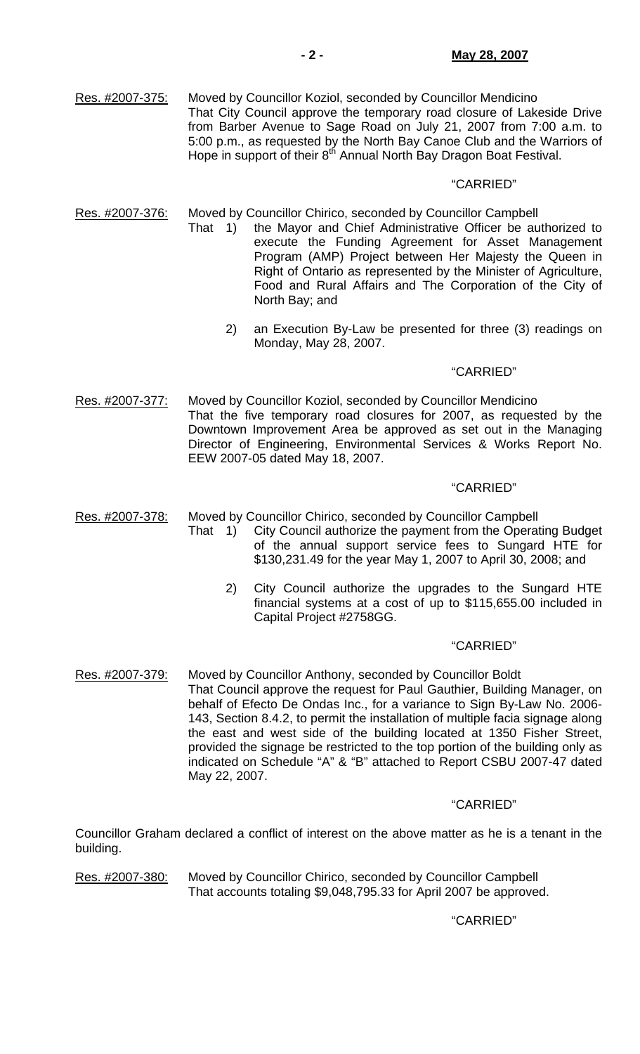Res. #2007-375: Moved by Councillor Koziol, seconded by Councillor Mendicino
That City Council approve the temporary road closure of Lakeside Drive from Barber Avenue to Sage Road on July 21, 2007 from 7:00 a.m. to 5:00 p.m., as requested by the North Bay Canoe Club and the Warriors of Hope in support of their 8th Annual North Bay Dragon Boat Festival.

"CARRIED"

Res. #2007-376: Moved by Councillor Chirico, seconded by Councillor Campbell
That 1) the Mayor and Chief Administrative Officer be authorized to execute the Funding Agreement for Asset Management Program (AMP) Project between Her Majesty the Queen in Right of Ontario as represented by the Minister of Agriculture, Food and Rural Affairs and The Corporation of the City of North Bay; and

2) an Execution By-Law be presented for three (3) readings on Monday, May 28, 2007.

"CARRIED"

Res. #2007-377: Moved by Councillor Koziol, seconded by Councillor Mendicino
That the five temporary road closures for 2007, as requested by the Downtown Improvement Area be approved as set out in the Managing Director of Engineering, Environmental Services & Works Report No. EEW 2007-05 dated May 18, 2007.

"CARRIED"

Res. #2007-378: Moved by Councillor Chirico, seconded by Councillor Campbell
That 1) City Council authorize the payment from the Operating Budget of the annual support service fees to Sungard HTE for $130,231.49 for the year May 1, 2007 to April 30, 2008; and

2) City Council authorize the upgrades to the Sungard HTE financial systems at a cost of up to $115,655.00 included in Capital Project #2758GG.

"CARRIED"

Res. #2007-379: Moved by Councillor Anthony, seconded by Councillor Boldt
That Council approve the request for Paul Gauthier, Building Manager, on behalf of Efecto De Ondas Inc., for a variance to Sign By-Law No. 2006-143, Section 8.4.2, to permit the installation of multiple facia signage along the east and west side of the building located at 1350 Fisher Street, provided the signage be restricted to the top portion of the building only as indicated on Schedule "A" & "B" attached to Report CSBU 2007-47 dated May 22, 2007.

"CARRIED"

Councillor Graham declared a conflict of interest on the above matter as he is a tenant in the building.

Res. #2007-380: Moved by Councillor Chirico, seconded by Councillor Campbell
That accounts totaling $9,048,795.33 for April 2007 be approved.

"CARRIED"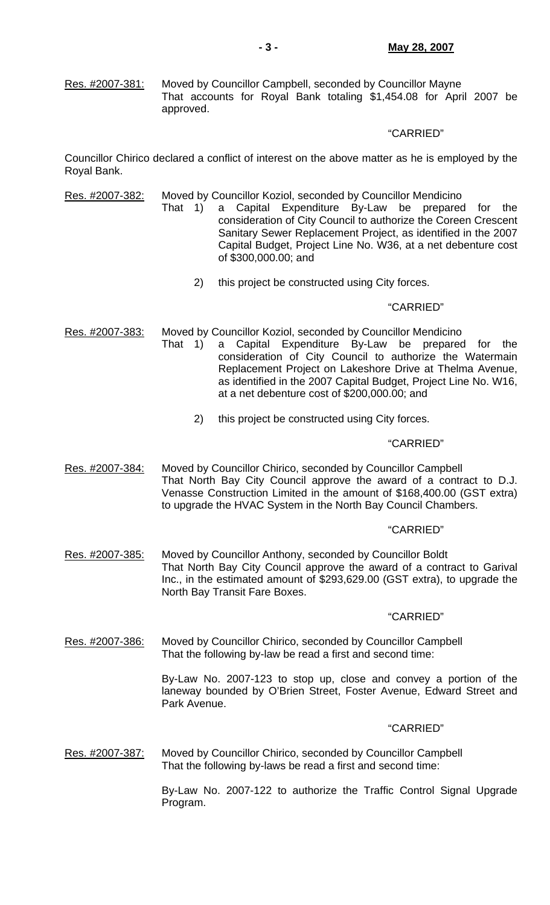Res. #2007-381: Moved by Councillor Campbell, seconded by Councillor Mayne
That accounts for Royal Bank totaling $1,454.08 for April 2007 be approved.

"CARRIED"

Councillor Chirico declared a conflict of interest on the above matter as he is employed by the Royal Bank.

Res. #2007-382: Moved by Councillor Koziol, seconded by Councillor Mendicino
That 1) a Capital Expenditure By-Law be prepared for the consideration of City Council to authorize the Coreen Crescent Sanitary Sewer Replacement Project, as identified in the 2007 Capital Budget, Project Line No. W36, at a net debenture cost of $300,000.00; and

2) this project be constructed using City forces.

"CARRIED"

Res. #2007-383: Moved by Councillor Koziol, seconded by Councillor Mendicino
That 1) a Capital Expenditure By-Law be prepared for the consideration of City Council to authorize the Watermain Replacement Project on Lakeshore Drive at Thelma Avenue, as identified in the 2007 Capital Budget, Project Line No. W16, at a net debenture cost of $200,000.00; and

2) this project be constructed using City forces.

"CARRIED"

Res. #2007-384: Moved by Councillor Chirico, seconded by Councillor Campbell
That North Bay City Council approve the award of a contract to D.J. Venasse Construction Limited in the amount of $168,400.00 (GST extra) to upgrade the HVAC System in the North Bay Council Chambers.

"CARRIED"

Res. #2007-385: Moved by Councillor Anthony, seconded by Councillor Boldt
That North Bay City Council approve the award of a contract to Garival Inc., in the estimated amount of $293,629.00 (GST extra), to upgrade the North Bay Transit Fare Boxes.

"CARRIED"

Res. #2007-386: Moved by Councillor Chirico, seconded by Councillor Campbell
That the following by-law be read a first and second time:

By-Law No. 2007-123 to stop up, close and convey a portion of the laneway bounded by O'Brien Street, Foster Avenue, Edward Street and Park Avenue.

"CARRIED"

Res. #2007-387: Moved by Councillor Chirico, seconded by Councillor Campbell
That the following by-laws be read a first and second time:

By-Law No. 2007-122 to authorize the Traffic Control Signal Upgrade Program.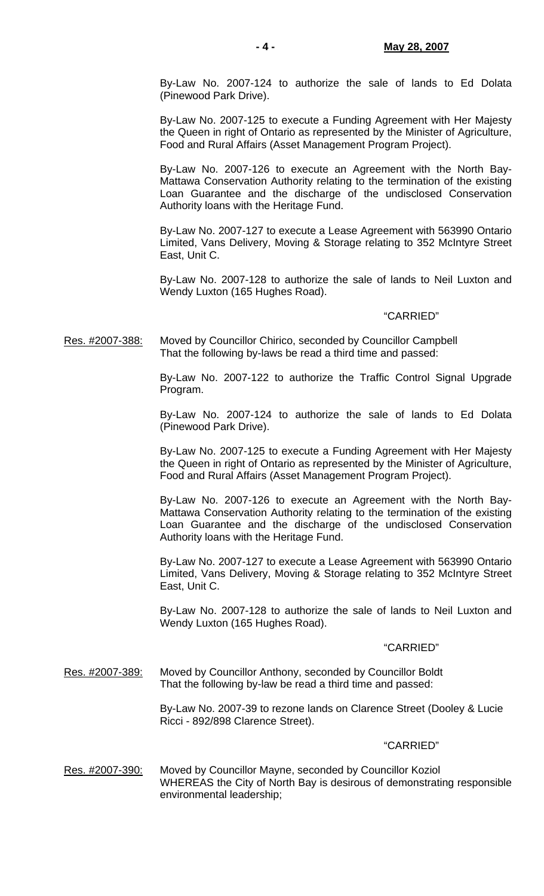By-Law No. 2007-124 to authorize the sale of lands to Ed Dolata (Pinewood Park Drive).

By-Law No. 2007-125 to execute a Funding Agreement with Her Majesty the Queen in right of Ontario as represented by the Minister of Agriculture, Food and Rural Affairs (Asset Management Program Project).

By-Law No. 2007-126 to execute an Agreement with the North Bay-Mattawa Conservation Authority relating to the termination of the existing Loan Guarantee and the discharge of the undisclosed Conservation Authority loans with the Heritage Fund.

By-Law No. 2007-127 to execute a Lease Agreement with 563990 Ontario Limited, Vans Delivery, Moving & Storage relating to 352 McIntyre Street East, Unit C.

By-Law No. 2007-128 to authorize the sale of lands to Neil Luxton and Wendy Luxton (165 Hughes Road).

"CARRIED"

Res. #2007-388: Moved by Councillor Chirico, seconded by Councillor Campbell
That the following by-laws be read a third time and passed:

By-Law No. 2007-122 to authorize the Traffic Control Signal Upgrade Program.

By-Law No. 2007-124 to authorize the sale of lands to Ed Dolata (Pinewood Park Drive).

By-Law No. 2007-125 to execute a Funding Agreement with Her Majesty the Queen in right of Ontario as represented by the Minister of Agriculture, Food and Rural Affairs (Asset Management Program Project).

By-Law No. 2007-126 to execute an Agreement with the North Bay-Mattawa Conservation Authority relating to the termination of the existing Loan Guarantee and the discharge of the undisclosed Conservation Authority loans with the Heritage Fund.

By-Law No. 2007-127 to execute a Lease Agreement with 563990 Ontario Limited, Vans Delivery, Moving & Storage relating to 352 McIntyre Street East, Unit C.

By-Law No. 2007-128 to authorize the sale of lands to Neil Luxton and Wendy Luxton (165 Hughes Road).

"CARRIED"

Res. #2007-389: Moved by Councillor Anthony, seconded by Councillor Boldt
That the following by-law be read a third time and passed:

By-Law No. 2007-39 to rezone lands on Clarence Street (Dooley & Lucie Ricci - 892/898 Clarence Street).

"CARRIED"

Res. #2007-390: Moved by Councillor Mayne, seconded by Councillor Koziol
WHEREAS the City of North Bay is desirous of demonstrating responsible environmental leadership;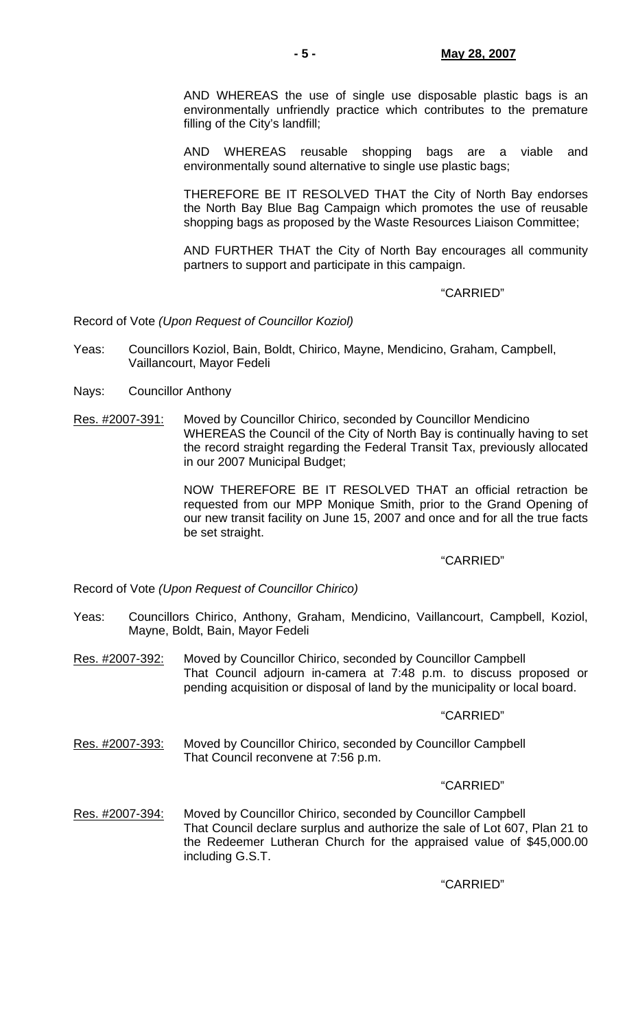AND WHEREAS the use of single use disposable plastic bags is an environmentally unfriendly practice which contributes to the premature filling of the City's landfill;

AND WHEREAS reusable shopping bags are a viable and environmentally sound alternative to single use plastic bags;

THEREFORE BE IT RESOLVED THAT the City of North Bay endorses the North Bay Blue Bag Campaign which promotes the use of reusable shopping bags as proposed by the Waste Resources Liaison Committee;

AND FURTHER THAT the City of North Bay encourages all community partners to support and participate in this campaign.

"CARRIED"

Record of Vote *(Upon Request of Councillor Koziol)*

Yeas: Councillors Koziol, Bain, Boldt, Chirico, Mayne, Mendicino, Graham, Campbell, Vaillancourt, Mayor Fedeli

Nays: Councillor Anthony

Res. #2007-391: Moved by Councillor Chirico, seconded by Councillor Mendicino
WHEREAS the Council of the City of North Bay is continually having to set the record straight regarding the Federal Transit Tax, previously allocated in our 2007 Municipal Budget;

NOW THEREFORE BE IT RESOLVED THAT an official retraction be requested from our MPP Monique Smith, prior to the Grand Opening of our new transit facility on June 15, 2007 and once and for all the true facts be set straight.

"CARRIED"

Record of Vote *(Upon Request of Councillor Chirico)*

Yeas: Councillors Chirico, Anthony, Graham, Mendicino, Vaillancourt, Campbell, Koziol, Mayne, Boldt, Bain, Mayor Fedeli

Res. #2007-392: Moved by Councillor Chirico, seconded by Councillor Campbell
That Council adjourn in-camera at 7:48 p.m. to discuss proposed or pending acquisition or disposal of land by the municipality or local board.

"CARRIED"

Res. #2007-393: Moved by Councillor Chirico, seconded by Councillor Campbell
That Council reconvene at 7:56 p.m.

"CARRIED"

Res. #2007-394: Moved by Councillor Chirico, seconded by Councillor Campbell
That Council declare surplus and authorize the sale of Lot 607, Plan 21 to the Redeemer Lutheran Church for the appraised value of $45,000.00 including G.S.T.

"CARRIED"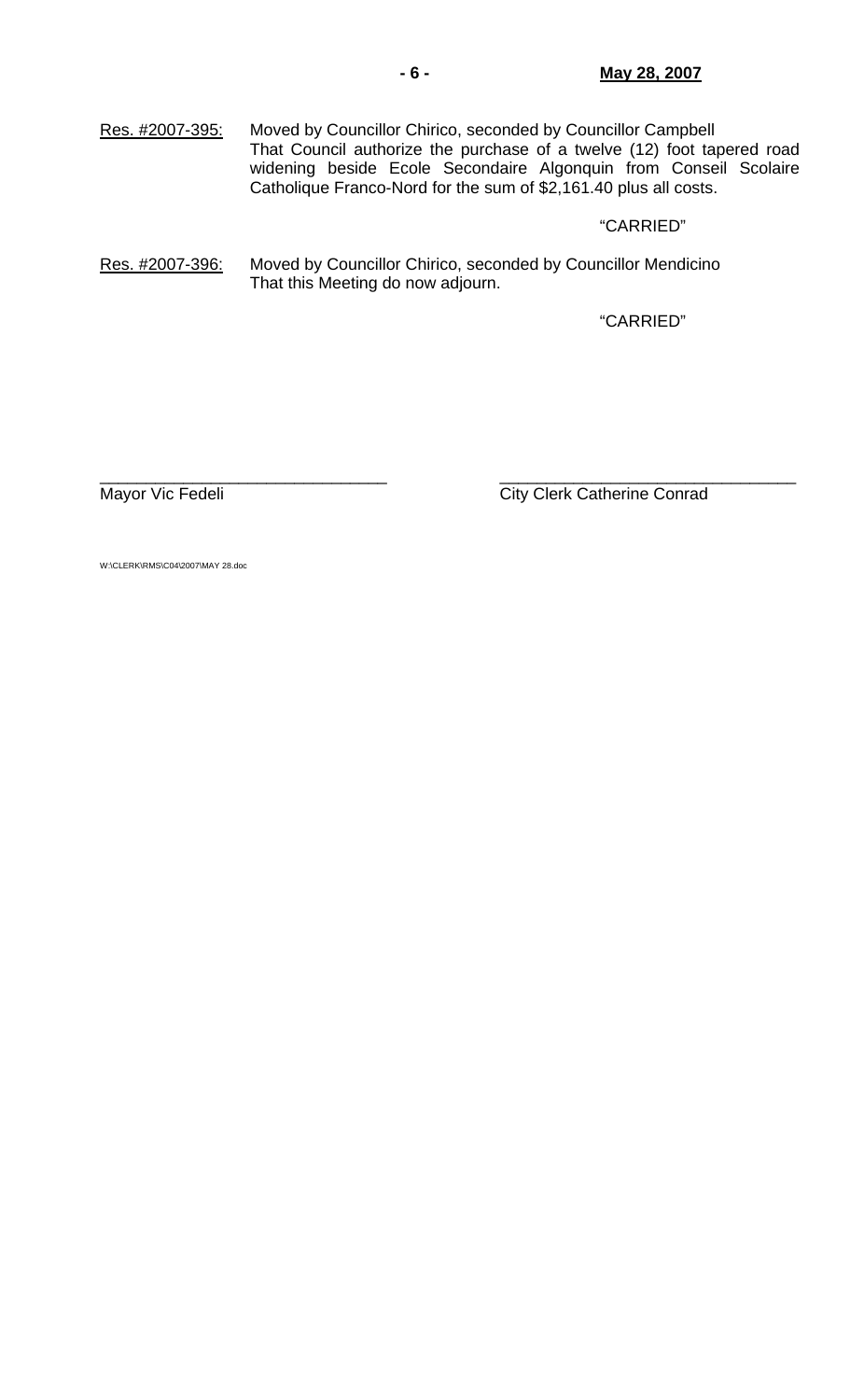Res. #2007-395: Moved by Councillor Chirico, seconded by Councillor Campbell
That Council authorize the purchase of a twelve (12) foot tapered road widening beside Ecole Secondaire Algonquin from Conseil Scolaire Catholique Franco-Nord for the sum of $2,161.40 plus all costs.

"CARRIED"

Res. #2007-396: Moved by Councillor Chirico, seconded by Councillor Mendicino
That this Meeting do now adjourn.

"CARRIED"

_______________________________ _______________________________

Mayor Vic Fedeli City Clerk Catherine Conrad

W:\CLERK\RMS\C04\2007\MAY 28.doc